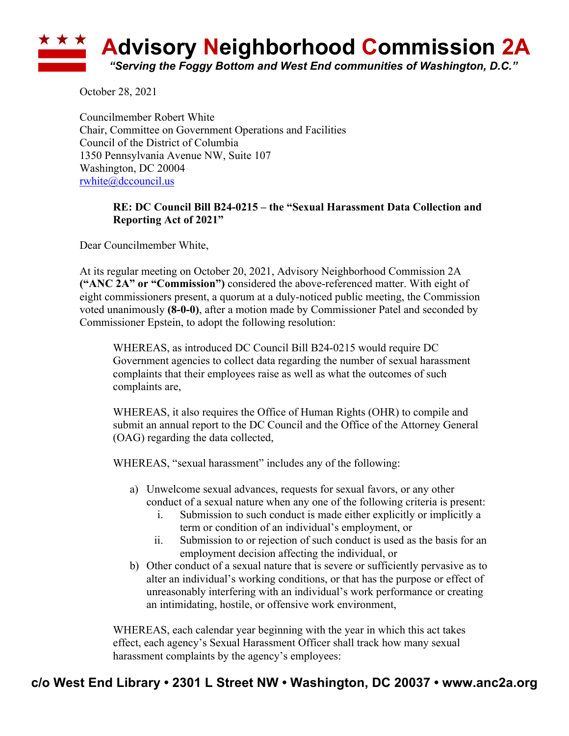# Advisory Neighborhood Commission 2A

*"Serving the Foggy Bottom and West End communities of Washington, D.C."*

October 28, 2021

Councilmember Robert White
Chair, Committee on Government Operations and Facilities
Council of the District of Columbia
1350 Pennsylvania Avenue NW, Suite 107
Washington, DC 20004
rwhite@dccouncil.us

**RE: DC Council Bill B24-0215 – the "Sexual Harassment Data Collection and Reporting Act of 2021"**

Dear Councilmember White,

At its regular meeting on October 20, 2021, Advisory Neighborhood Commission 2A **("ANC 2A" or "Commission")** considered the above-referenced matter. With eight of eight commissioners present, a quorum at a duly-noticed public meeting, the Commission voted unanimously **(8-0-0)**, after a motion made by Commissioner Patel and seconded by Commissioner Epstein, to adopt the following resolution:

> WHEREAS, as introduced DC Council Bill B24-0215 would require DC Government agencies to collect data regarding the number of sexual harassment complaints that their employees raise as well as what the outcomes of such complaints are,
>
> WHEREAS, it also requires the Office of Human Rights (OHR) to compile and submit an annual report to the DC Council and the Office of the Attorney General (OAG) regarding the data collected,
>
> WHEREAS, "sexual harassment" includes any of the following:
>
> a) Unwelcome sexual advances, requests for sexual favors, or any other conduct of a sexual nature when any one of the following criteria is present:
>    i. Submission to such conduct is made either explicitly or implicitly a term or condition of an individual's employment, or
>    ii. Submission to or rejection of such conduct is used as the basis for an employment decision affecting the individual, or
>
> b) Other conduct of a sexual nature that is severe or sufficiently pervasive as to alter an individual's working conditions, or that has the purpose or effect of unreasonably interfering with an individual's work performance or creating an intimidating, hostile, or offensive work environment,
>
> WHEREAS, each calendar year beginning with the year in which this act takes effect, each agency's Sexual Harassment Officer shall track how many sexual harassment complaints by the agency's employees: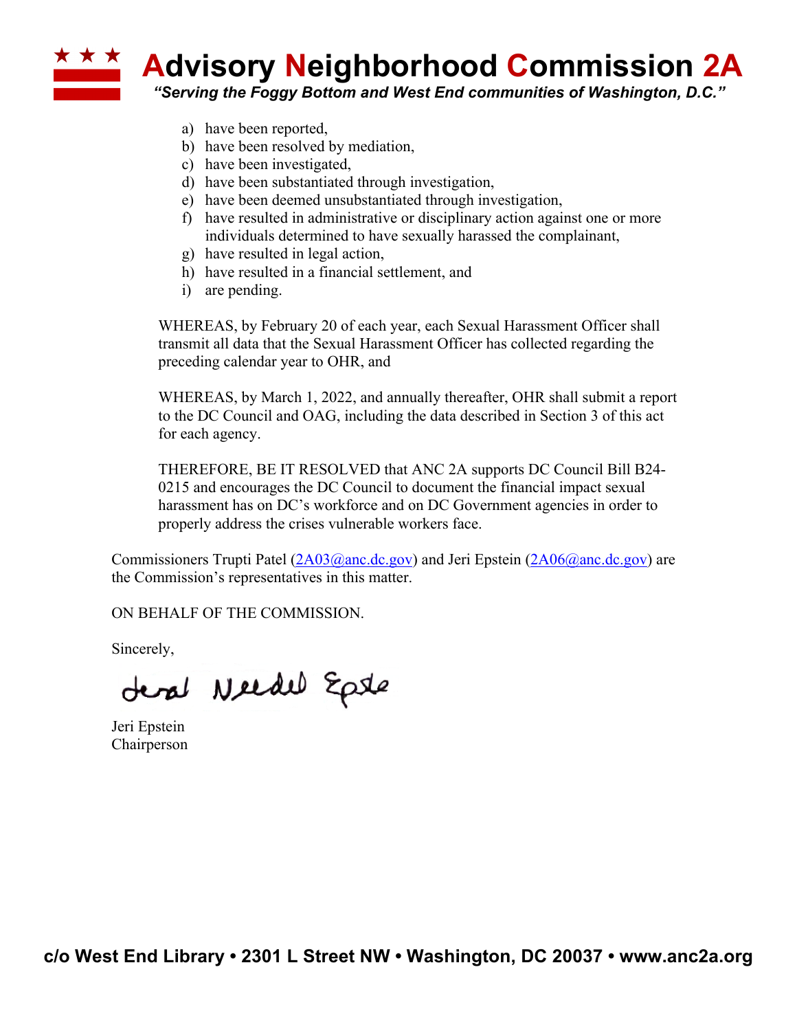a) have been reported,
b) have been resolved by mediation,
c) have been investigated,
d) have been substantiated through investigation,
e) have been deemed unsubstantiated through investigation,
f) have resulted in administrative or disciplinary action against one or more individuals determined to have sexually harassed the complainant,
g) have resulted in legal action,
h) have resulted in a financial settlement, and
i) are pending.

WHEREAS, by February 20 of each year, each Sexual Harassment Officer shall transmit all data that the Sexual Harassment Officer has collected regarding the preceding calendar year to OHR, and

WHEREAS, by March 1, 2022, and annually thereafter, OHR shall submit a report to the DC Council and OAG, including the data described in Section 3 of this act for each agency.

THEREFORE, BE IT RESOLVED that ANC 2A supports DC Council Bill B24-0215 and encourages the DC Council to document the financial impact sexual harassment has on DC's workforce and on DC Government agencies in order to properly address the crises vulnerable workers face.

Commissioners Trupti Patel (2A03@anc.dc.gov) and Jeri Epstein (2A06@anc.dc.gov) are the Commission's representatives in this matter.

ON BEHALF OF THE COMMISSION.

Sincerely,

Jeri Epstein
Chairperson